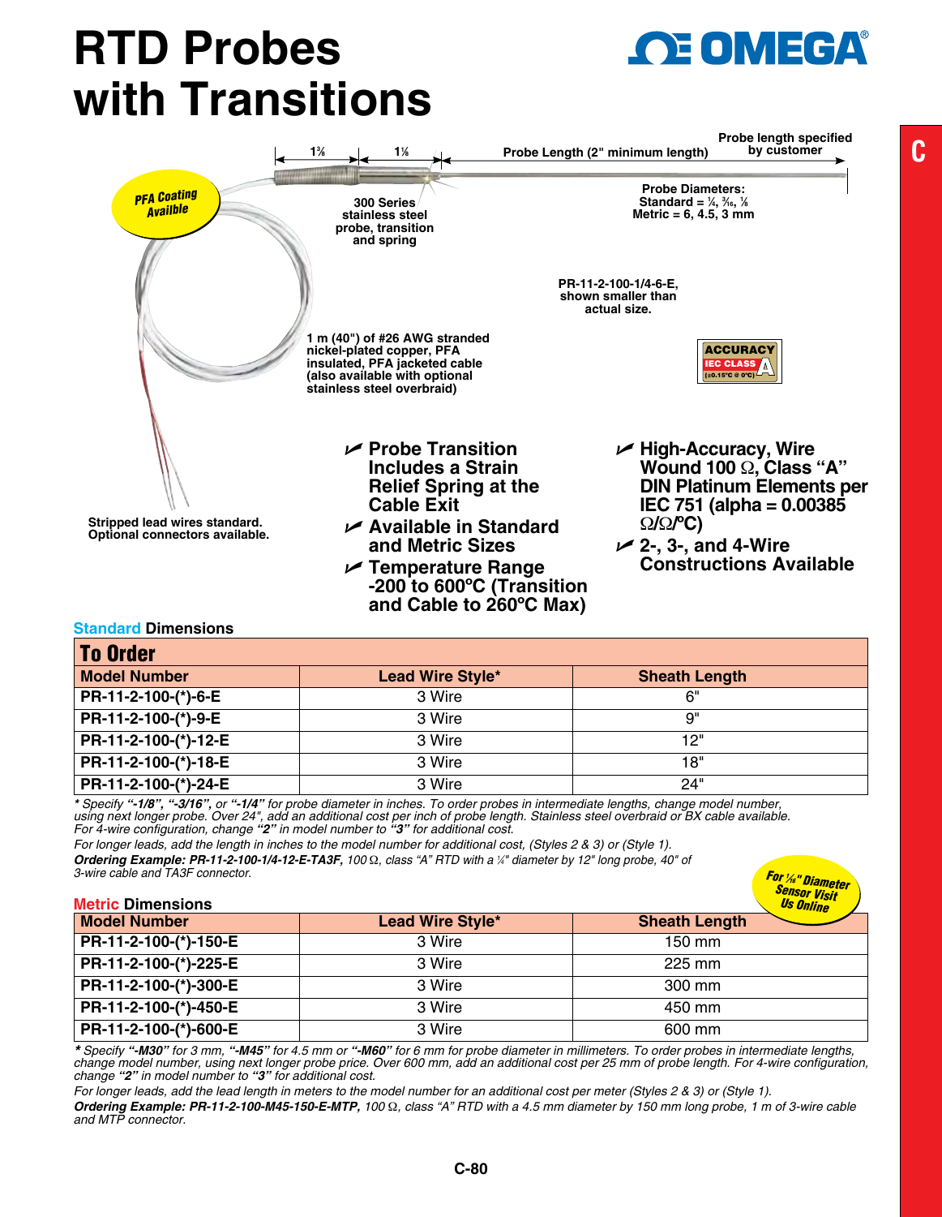# RTD Probes with Transitions

1⅜ | 1⅛ | Probe Length (2" minimum length) | Probe length specified by customer

PFA Coating Availble

300 Series stainless steel probe, transition and spring

Probe Diameters:
Standard = ¼, 3⁄16, ⅛
Metric = 6, 4.5, 3 mm

PR-11-2-100-1/4-6-E, shown smaller than actual size.

1 m (40") of #26 AWG stranded nickel-plated copper, PFA insulated, PFA jacketed cable (also available with optional stainless steel overbraid)

ACCURACY IEC CLASS A (±0.15°C @ 0°C)

Stripped lead wires standard. Optional connectors available.

- Probe Transition Includes a Strain Relief Spring at the Cable Exit
- Available in Standard and Metric Sizes
- Temperature Range -200 to 600°C (Transition and Cable to 260°C Max)
- High-Accuracy, Wire Wound 100 Ω, Class "A" DIN Platinum Elements per IEC 751 (alpha = 0.00385 Ω/Ω/°C)
- 2-, 3-, and 4-Wire Constructions Available

## Standard Dimensions

**To Order**

| Model Number | Lead Wire Style* | Sheath Length |
|---|---|---|
| PR-11-2-100-(*)-6-E | 3 Wire | 6" |
| PR-11-2-100-(*)-9-E | 3 Wire | 9" |
| PR-11-2-100-(*)-12-E | 3 Wire | 12" |
| PR-11-2-100-(*)-18-E | 3 Wire | 18" |
| PR-11-2-100-(*)-24-E | 3 Wire | 24" |

*\* Specify **"-1/8"**, **"-3/16"**, or **"-1/4"** for probe diameter in inches. To order probes in intermediate lengths, change model number, using next longer probe. Over 24", add an additional cost per inch of probe length. Stainless steel overbraid or BX cable available. For 4-wire configuration, change **"2"** in model number to **"3"** for additional cost.*

*For longer leads, add the length in inches to the model number for additional cost, (Styles 2 & 3) or (Style 1).*

***Ordering Example: PR-11-2-100-1/4-12-E-TA3F,** 100 Ω, class "A" RTD with a ¼" diameter by 12" long probe, 40" of 3-wire cable and TA3F connector.*

For 1⁄16" Diameter Sensor Visit Us Online

## Metric Dimensions

| Model Number | Lead Wire Style* | Sheath Length |
|---|---|---|
| PR-11-2-100-(*)-150-E | 3 Wire | 150 mm |
| PR-11-2-100-(*)-225-E | 3 Wire | 225 mm |
| PR-11-2-100-(*)-300-E | 3 Wire | 300 mm |
| PR-11-2-100-(*)-450-E | 3 Wire | 450 mm |
| PR-11-2-100-(*)-600-E | 3 Wire | 600 mm |

*\* Specify **"-M30"** for 3 mm, **"-M45"** for 4.5 mm or **"-M60"** for 6 mm for probe diameter in millimeters. To order probes in intermediate lengths, change model number, using next longer probe price. Over 600 mm, add an additional cost per 25 mm of probe length. For 4-wire configuration, change **"2"** in model number to **"3"** for additional cost.*

*For longer leads, add the lead length in meters to the model number for an additional cost per meter (Styles 2 & 3) or (Style 1).*

***Ordering Example: PR-11-2-100-M45-150-E-MTP,** 100 Ω, class "A" RTD with a 4.5 mm diameter by 150 mm long probe, 1 m of 3-wire cable and MTP connector.*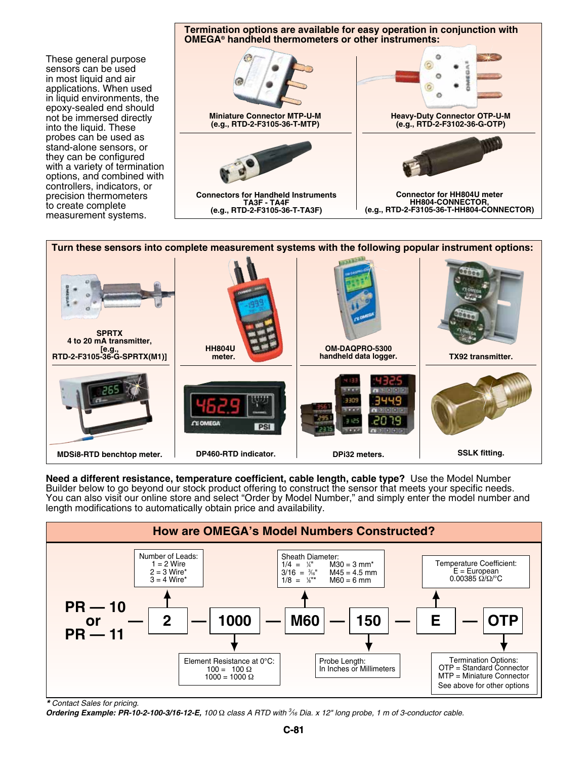These general purpose sensors can be used in most liquid and air applications. When used in liquid environments, the epoxy-sealed end should not be immersed directly into the liquid. These probes can be used as stand-alone sensors, or they can be configured with a variety of termination options, and combined with controllers, indicators, or precision thermometers to create complete measurement systems.

**Termination options are available for easy operation in conjunction with OMEGA® handheld thermometers or other instruments:**

**Miniature Connector MTP-U-M**
**(e.g., RTD-2-F3105-36-T-MTP)**

**Heavy-Duty Connector OTP-U-M**
**(e.g., RTD-2-F3102-36-G-OTP)**

**Connectors for Handheld Instruments**
**TA3F - TA4F**
**(e.g., RTD-2-F3105-36-T-TA3F)**

**Connector for HH804U meter**
**HH804-CONNECTOR,**
**(e.g., RTD-2-F3105-36-T-HH804-CONNECTOR)**

**Turn these sensors into complete measurement systems with the following popular instrument options:**

**SPRTX**
**4 to 20 mA transmitter,**
**[e.g., RTD-2-F3105-36-G-SPRTX(M1)]**

**HH804U meter.**

**OM-DAQPRO-5300 handheld data logger.**

**TX92 transmitter.**

**MDSi8-RTD benchtop meter.**

**DP460-RTD indicator.**

**DPi32 meters.**

**SSLK fitting.**

**Need a different resistance, temperature coefficient, cable length, cable type?** Use the Model Number Builder below to go beyond our stock product offering to construct the sensor that meets your specific needs. You can also visit our online store and select "Order by Model Number," and simply enter the model number and length modifications to automatically obtain price and availability.

## How are OMEGA's Model Numbers Constructed?

**PR — 10 or PR — 11 — 2 — 1000 — M60 — 150 — E — OTP**

- **2** — Number of Leads: 1 = 2 Wire, 2 = 3 Wire*, 3 = 4 Wire*
- **1000** — Element Resistance at 0°C: 100 = 100 Ω, 1000 = 1000 Ω
- **M60** — Sheath Diameter: 1/4 = ¼", 3/16 = 3⁄16", 1/8 = ⅛"*, M30 = 3 mm*, M45 = 4.5 mm, M60 = 6 mm
- **150** — Probe Length: In Inches or Millimeters
- **E** — Temperature Coefficient: E = European 0.00385 Ω/Ω/°C
- **OTP** — Termination Options: OTP = Standard Connector, MTP = Miniature Connector, See above for other options

*\* Contact Sales for pricing.*

***Ordering Example: PR-10-2-100-3/16-12-E,*** *100 Ω class A RTD with 3⁄16 Dia. x 12" long probe, 1 m of 3-conductor cable.*